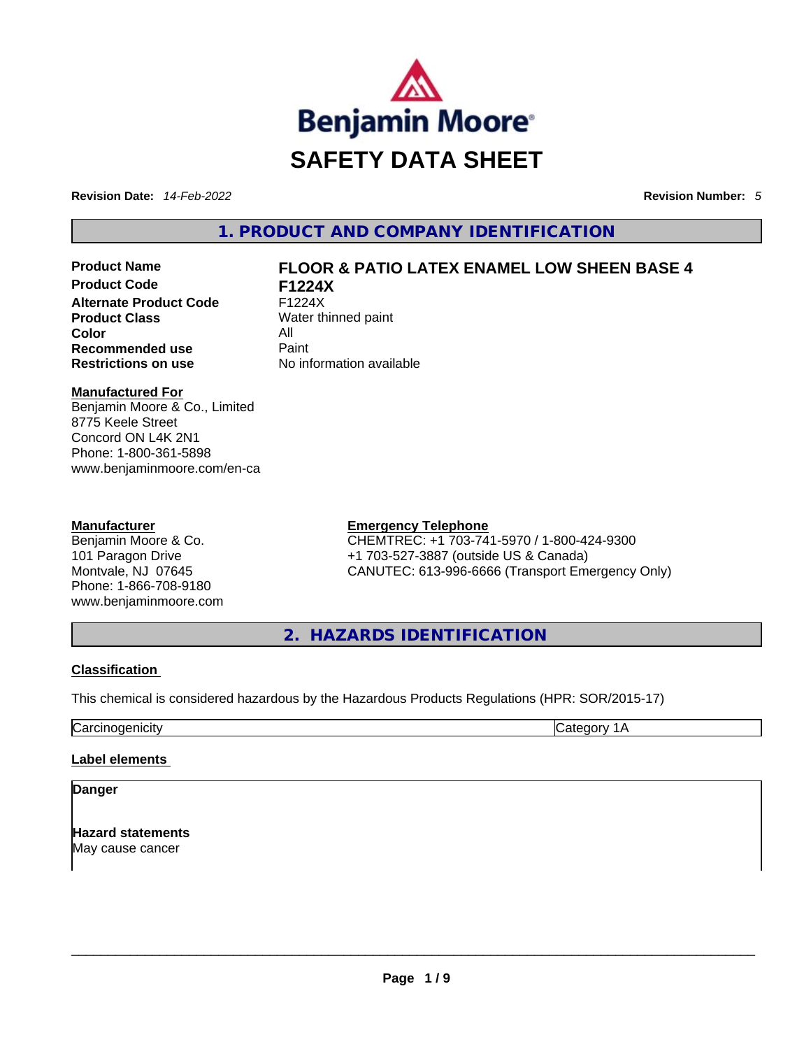Benjamin Moore

# SAFETY DATA SHEET

**Revision Date:** *14-Feb-2022* **Revision Number:** *5*

## 1. PRODUCT AND COMPANY IDENTIFICATION

| | |
|---|---|
| **Product Name** | **FLOOR & PATIO LATEX ENAMEL LOW SHEEN BASE 4** |
| **Product Code** | **F1224X** |
| **Alternate Product Code** | F1224X |
| **Product Class** | Water thinned paint |
| **Color** | All |
| **Recommended use** | Paint |
| **Restrictions on use** | No information available |

**Manufactured For**
Benjamin Moore & Co., Limited
8775 Keele Street
Concord ON L4K 2N1
Phone: 1-800-361-5898
www.benjaminmoore.com/en-ca

**Manufacturer**
Benjamin Moore & Co.
101 Paragon Drive
Montvale, NJ 07645
Phone: 1-866-708-9180
www.benjaminmoore.com

**Emergency Telephone**
CHEMTREC: +1 703-741-5970 / 1-800-424-9300
+1 703-527-3887 (outside US & Canada)
CANUTEC: 613-996-6666 (Transport Emergency Only)

## 2. HAZARDS IDENTIFICATION

**Classification**

This chemical is considered hazardous by the Hazardous Products Regulations (HPR: SOR/2015-17)

| | |
|---|---|
| Carcinogenicity | Category 1A |

**Label elements**

**Danger**

**Hazard statements**
May cause cancer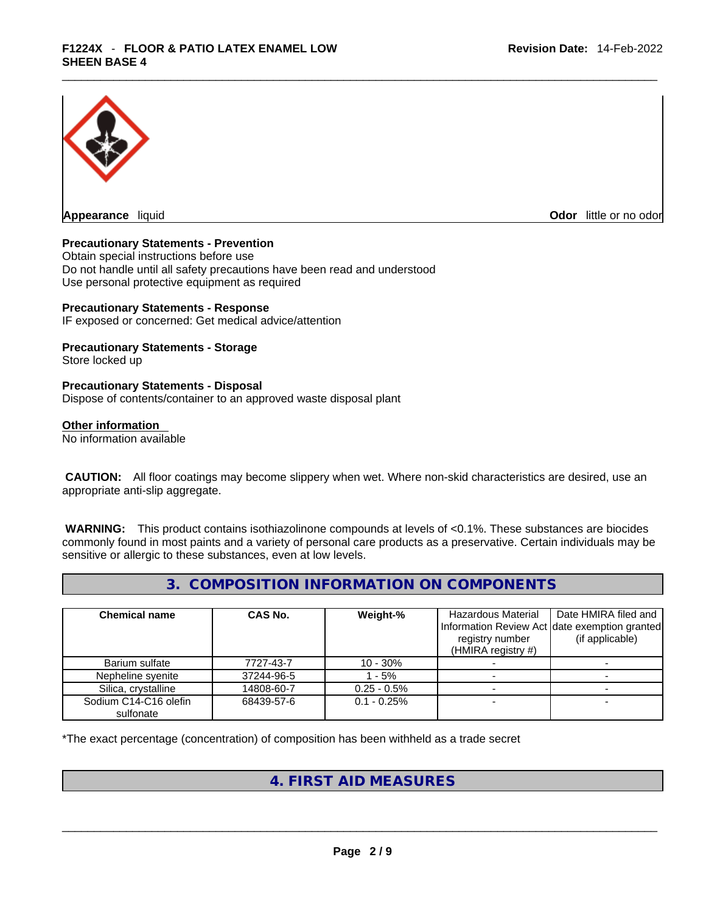**Appearance** liquid **Odor** little or no odor

**Precautionary Statements - Prevention**
Obtain special instructions before use
Do not handle until all safety precautions have been read and understood
Use personal protective equipment as required

**Precautionary Statements - Response**
IF exposed or concerned: Get medical advice/attention

**Precautionary Statements - Storage**
Store locked up

**Precautionary Statements - Disposal**
Dispose of contents/container to an approved waste disposal plant

**Other information**
No information available

**CAUTION:** All floor coatings may become slippery when wet. Where non-skid characteristics are desired, use an appropriate anti-slip aggregate.

**WARNING:** This product contains isothiazolinone compounds at levels of <0.1%. These substances are biocides commonly found in most paints and a variety of personal care products as a preservative. Certain individuals may be sensitive or allergic to these substances, even at low levels.

## 3. COMPOSITION INFORMATION ON COMPONENTS

| Chemical name | CAS No. | Weight-% | Hazardous Material Information Review Act registry number (HMIRA registry #) | Date HMIRA filed and date exemption granted (if applicable) |
|---|---|---|---|---|
| Barium sulfate | 7727-43-7 | 10 - 30% | - | - |
| Nepheline syenite | 37244-96-5 | 1 - 5% | - | - |
| Silica, crystalline | 14808-60-7 | 0.25 - 0.5% | - | - |
| Sodium C14-C16 olefin sulfonate | 68439-57-6 | 0.1 - 0.25% | - | - |

*The exact percentage (concentration) of composition has been withheld as a trade secret

## 4. FIRST AID MEASURES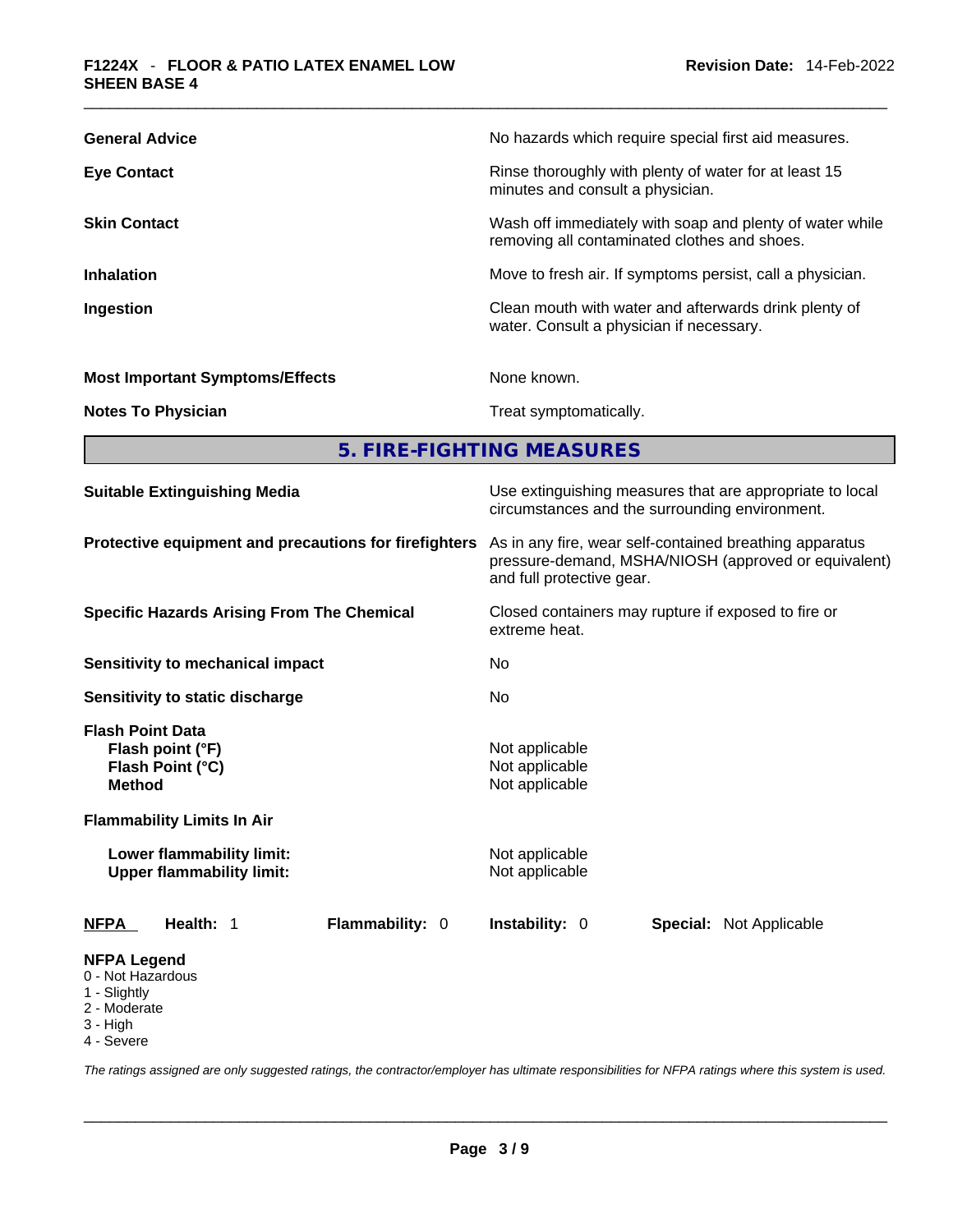| | |
|---|---|
| **General Advice** | No hazards which require special first aid measures. |
| **Eye Contact** | Rinse thoroughly with plenty of water for at least 15 minutes and consult a physician. |
| **Skin Contact** | Wash off immediately with soap and plenty of water while removing all contaminated clothes and shoes. |
| **Inhalation** | Move to fresh air. If symptoms persist, call a physician. |
| **Ingestion** | Clean mouth with water and afterwards drink plenty of water. Consult a physician if necessary. |
| **Most Important Symptoms/Effects** | None known. |
| **Notes To Physician** | Treat symptomatically. |

## 5. FIRE-FIGHTING MEASURES

| | |
|---|---|
| **Suitable Extinguishing Media** | Use extinguishing measures that are appropriate to local circumstances and the surrounding environment. |
| **Protective equipment and precautions for firefighters** | As in any fire, wear self-contained breathing apparatus pressure-demand, MSHA/NIOSH (approved or equivalent) and full protective gear. |
| **Specific Hazards Arising From The Chemical** | Closed containers may rupture if exposed to fire or extreme heat. |
| **Sensitivity to mechanical impact** | No |
| **Sensitivity to static discharge** | No |

**Flash Point Data**

| | |
|---|---|
| **Flash point (°F)** | Not applicable |
| **Flash Point (°C)** | Not applicable |
| **Method** | Not applicable |

**Flammability Limits In Air**

| | |
|---|---|
| **Lower flammability limit:** | Not applicable |
| **Upper flammability limit:** | Not applicable |

**NFPA** **Health:** 1 **Flammability:** 0 **Instability:** 0 **Special:** Not Applicable

**NFPA Legend**
- 0 - Not Hazardous
- 1 - Slightly
- 2 - Moderate
- 3 - High
- 4 - Severe

*The ratings assigned are only suggested ratings, the contractor/employer has ultimate responsibilities for NFPA ratings where this system is used.*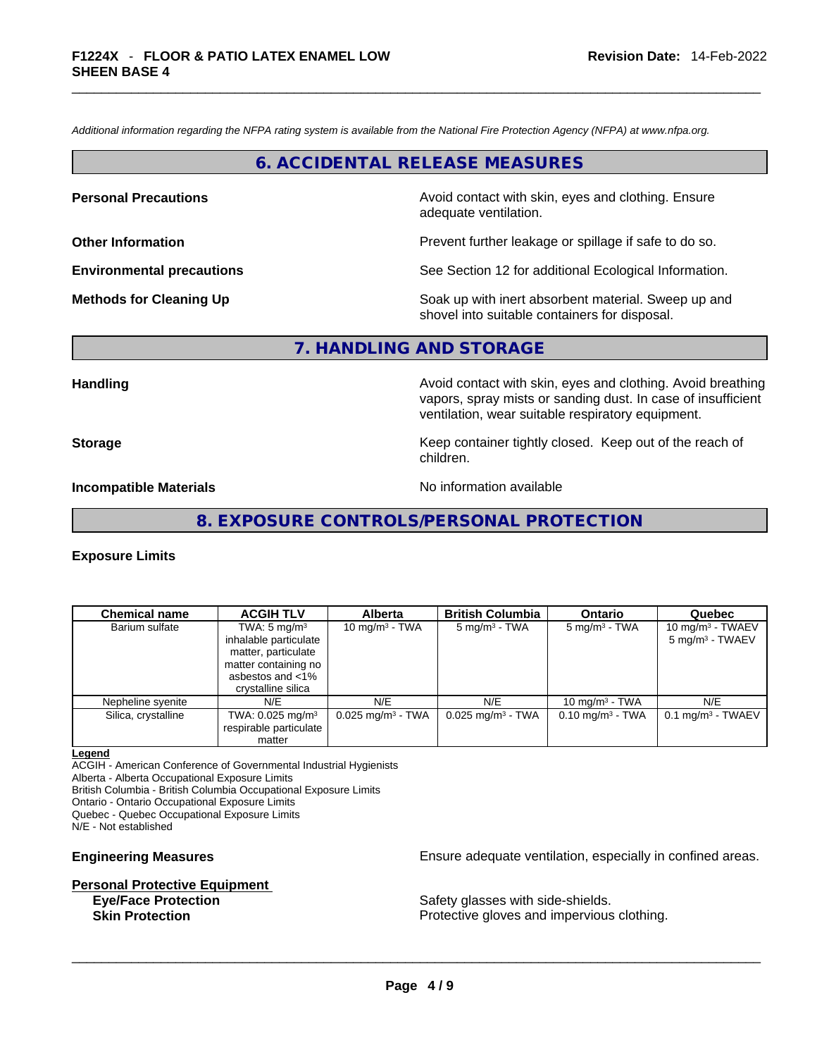*Additional information regarding the NFPA rating system is available from the National Fire Protection Agency (NFPA) at www.nfpa.org.*

## 6. ACCIDENTAL RELEASE MEASURES

**Personal Precautions** Avoid contact with skin, eyes and clothing. Ensure adequate ventilation.

**Other Information** Prevent further leakage or spillage if safe to do so.

**Environmental precautions** See Section 12 for additional Ecological Information.

**Methods for Cleaning Up** Soak up with inert absorbent material. Sweep up and shovel into suitable containers for disposal.

## 7. HANDLING AND STORAGE

**Handling** Avoid contact with skin, eyes and clothing. Avoid breathing vapors, spray mists or sanding dust. In case of insufficient ventilation, wear suitable respiratory equipment.

**Storage** Keep container tightly closed. Keep out of the reach of children.

**Incompatible Materials** No information available

## 8. EXPOSURE CONTROLS/PERSONAL PROTECTION

**Exposure Limits**

| Chemical name | ACGIH TLV | Alberta | British Columbia | Ontario | Quebec |
|---|---|---|---|---|---|
| Barium sulfate | TWA: 5 mg/m³ inhalable particulate matter, particulate matter containing no asbestos and <1% crystalline silica | 10 mg/m³ - TWA | 5 mg/m³ - TWA | 5 mg/m³ - TWA | 10 mg/m³ - TWAEV 5 mg/m³ - TWAEV |
| Nepheline syenite | N/E | N/E | N/E | 10 mg/m³ - TWA | N/E |
| Silica, crystalline | TWA: 0.025 mg/m³ respirable particulate matter | 0.025 mg/m³ - TWA | 0.025 mg/m³ - TWA | 0.10 mg/m³ - TWA | 0.1 mg/m³ - TWAEV |

**Legend**
ACGIH - American Conference of Governmental Industrial Hygienists
Alberta - Alberta Occupational Exposure Limits
British Columbia - British Columbia Occupational Exposure Limits
Ontario - Ontario Occupational Exposure Limits
Quebec - Quebec Occupational Exposure Limits
N/E - Not established

**Engineering Measures** Ensure adequate ventilation, especially in confined areas.

**Personal Protective Equipment**

**Eye/Face Protection** Safety glasses with side-shields.

**Skin Protection** Protective gloves and impervious clothing.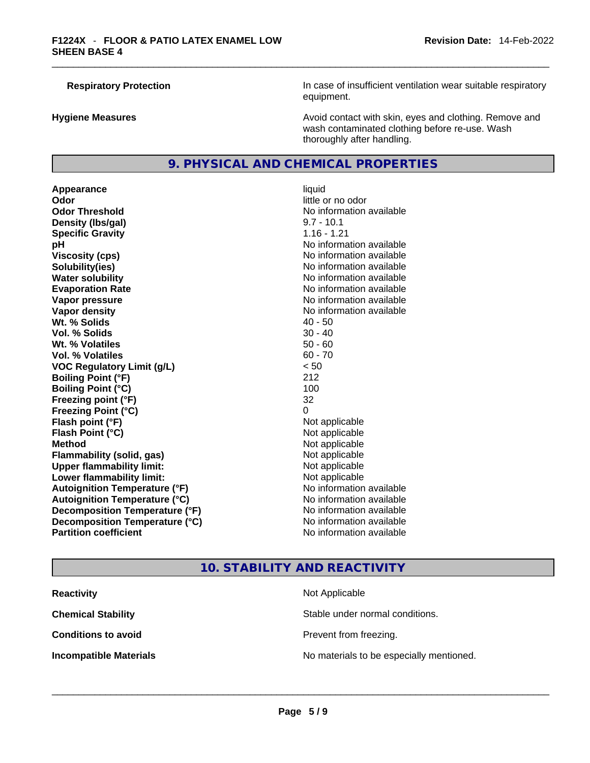| | |
|---|---|
| **Respiratory Protection** | In case of insufficient ventilation wear suitable respiratory equipment. |
| **Hygiene Measures** | Avoid contact with skin, eyes and clothing. Remove and wash contaminated clothing before re-use. Wash thoroughly after handling. |

## 9. PHYSICAL AND CHEMICAL PROPERTIES

| | |
|---|---|
| **Appearance** | liquid |
| **Odor** | little or no odor |
| **Odor Threshold** | No information available |
| **Density (lbs/gal)** | 9.7 - 10.1 |
| **Specific Gravity** | 1.16 - 1.21 |
| **pH** | No information available |
| **Viscosity (cps)** | No information available |
| **Solubility(ies)** | No information available |
| **Water solubility** | No information available |
| **Evaporation Rate** | No information available |
| **Vapor pressure** | No information available |
| **Vapor density** | No information available |
| **Wt. % Solids** | 40 - 50 |
| **Vol. % Solids** | 30 - 40 |
| **Wt. % Volatiles** | 50 - 60 |
| **Vol. % Volatiles** | 60 - 70 |
| **VOC Regulatory Limit (g/L)** | < 50 |
| **Boiling Point (°F)** | 212 |
| **Boiling Point (°C)** | 100 |
| **Freezing point (°F)** | 32 |
| **Freezing Point (°C)** | 0 |
| **Flash point (°F)** | Not applicable |
| **Flash Point (°C)** | Not applicable |
| **Method** | Not applicable |
| **Flammability (solid, gas)** | Not applicable |
| **Upper flammability limit:** | Not applicable |
| **Lower flammability limit:** | Not applicable |
| **Autoignition Temperature (°F)** | No information available |
| **Autoignition Temperature (°C)** | No information available |
| **Decomposition Temperature (°F)** | No information available |
| **Decomposition Temperature (°C)** | No information available |
| **Partition coefficient** | No information available |

## 10. STABILITY AND REACTIVITY

| | |
|---|---|
| **Reactivity** | Not Applicable |
| **Chemical Stability** | Stable under normal conditions. |
| **Conditions to avoid** | Prevent from freezing. |
| **Incompatible Materials** | No materials to be especially mentioned. |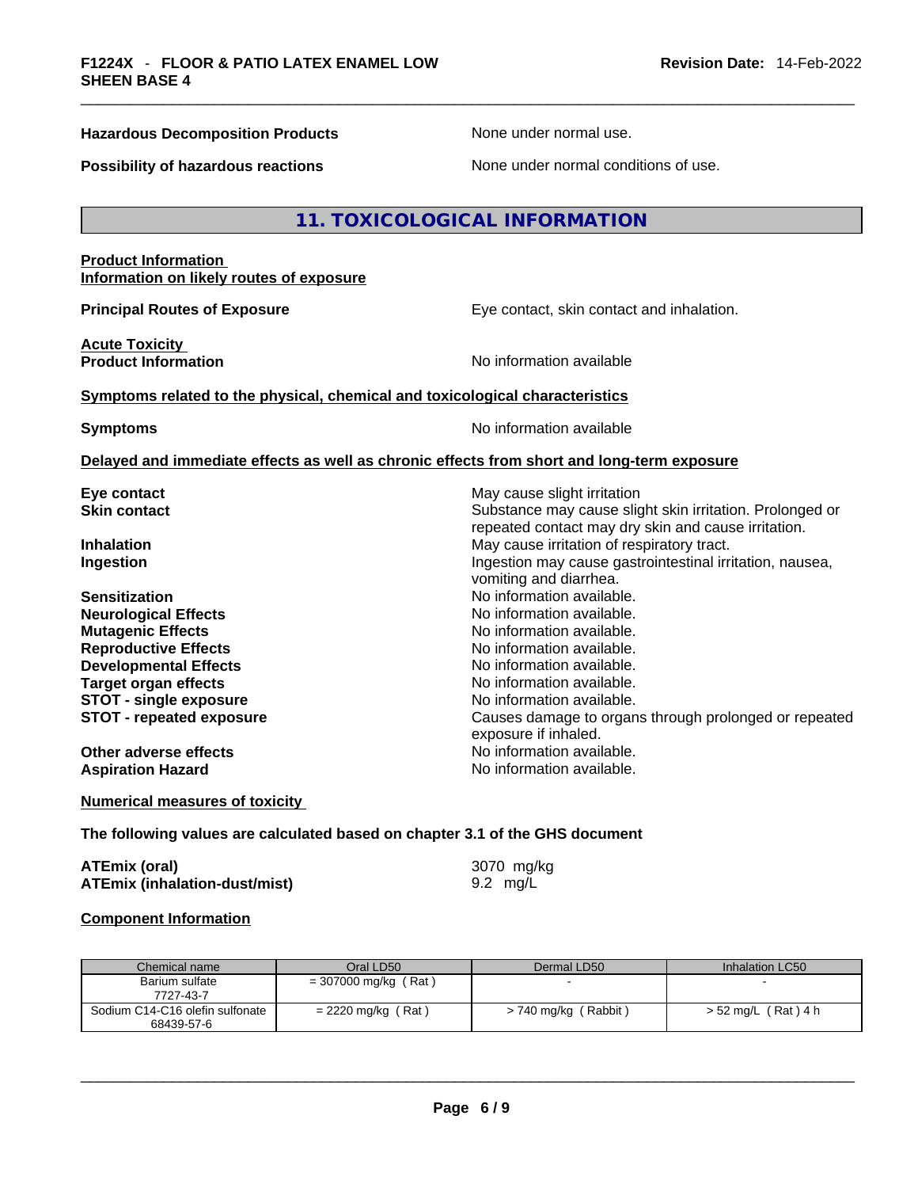**Hazardous Decomposition Products** None under normal use.

**Possibility of hazardous reactions** None under normal conditions of use.

## 11. TOXICOLOGICAL INFORMATION

**Product Information**
**Information on likely routes of exposure**

**Principal Routes of Exposure** Eye contact, skin contact and inhalation.

**Acute Toxicity**
**Product Information** No information available

**Symptoms related to the physical, chemical and toxicological characteristics**

**Symptoms** No information available

**Delayed and immediate effects as well as chronic effects from short and long-term exposure**

**Eye contact** May cause slight irritation
**Skin contact** Substance may cause slight skin irritation. Prolonged or repeated contact may dry skin and cause irritation.
**Inhalation** May cause irritation of respiratory tract.
**Ingestion** Ingestion may cause gastrointestinal irritation, nausea, vomiting and diarrhea.
**Sensitization** No information available.
**Neurological Effects** No information available.
**Mutagenic Effects** No information available.
**Reproductive Effects** No information available.
**Developmental Effects** No information available.
**Target organ effects** No information available.
**STOT - single exposure** No information available.
**STOT - repeated exposure** Causes damage to organs through prolonged or repeated exposure if inhaled.
**Other adverse effects** No information available.
**Aspiration Hazard** No information available.

**Numerical measures of toxicity**

**The following values are calculated based on chapter 3.1 of the GHS document**

**ATEmix (oral)** 3070 mg/kg
**ATEmix (inhalation-dust/mist)** 9.2 mg/L

**Component Information**

| Chemical name | Oral LD50 | Dermal LD50 | Inhalation LC50 |
|---|---|---|---|
| Barium sulfate 7727-43-7 | = 307000 mg/kg ( Rat ) | - | - |
| Sodium C14-C16 olefin sulfonate 68439-57-6 | = 2220 mg/kg ( Rat ) | > 740 mg/kg ( Rabbit ) | > 52 mg/L ( Rat ) 4 h |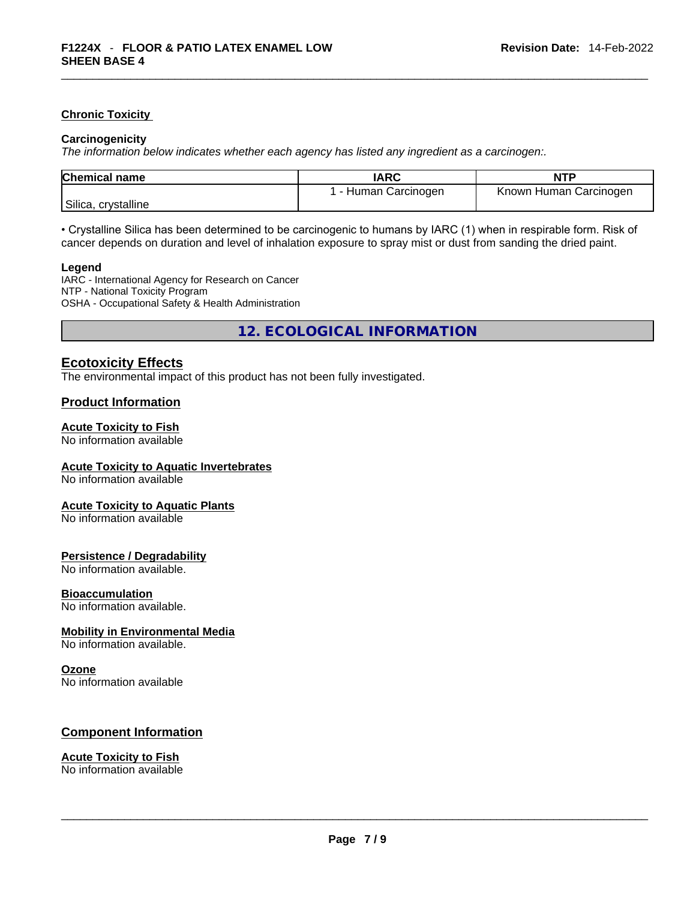#### Chronic Toxicity

**Carcinogenicity**

*The information below indicates whether each agency has listed any ingredient as a carcinogen:.*

| Chemical name | IARC | NTP |
| --- | --- | --- |
| Silica, crystalline | 1 - Human Carcinogen | Known Human Carcinogen |

• Crystalline Silica has been determined to be carcinogenic to humans by IARC (1) when in respirable form. Risk of cancer depends on duration and level of inhalation exposure to spray mist or dust from sanding the dried paint.

**Legend**

IARC - International Agency for Research on Cancer
NTP - National Toxicity Program
OSHA - Occupational Safety & Health Administration

## 12. ECOLOGICAL INFORMATION

### Ecotoxicity Effects

The environmental impact of this product has not been fully investigated.

### Product Information

#### Acute Toxicity to Fish

No information available

#### Acute Toxicity to Aquatic Invertebrates

No information available

#### Acute Toxicity to Aquatic Plants

No information available

#### Persistence / Degradability

No information available.

#### Bioaccumulation

No information available.

#### Mobility in Environmental Media

No information available.

#### Ozone

No information available

### Component Information

#### Acute Toxicity to Fish

No information available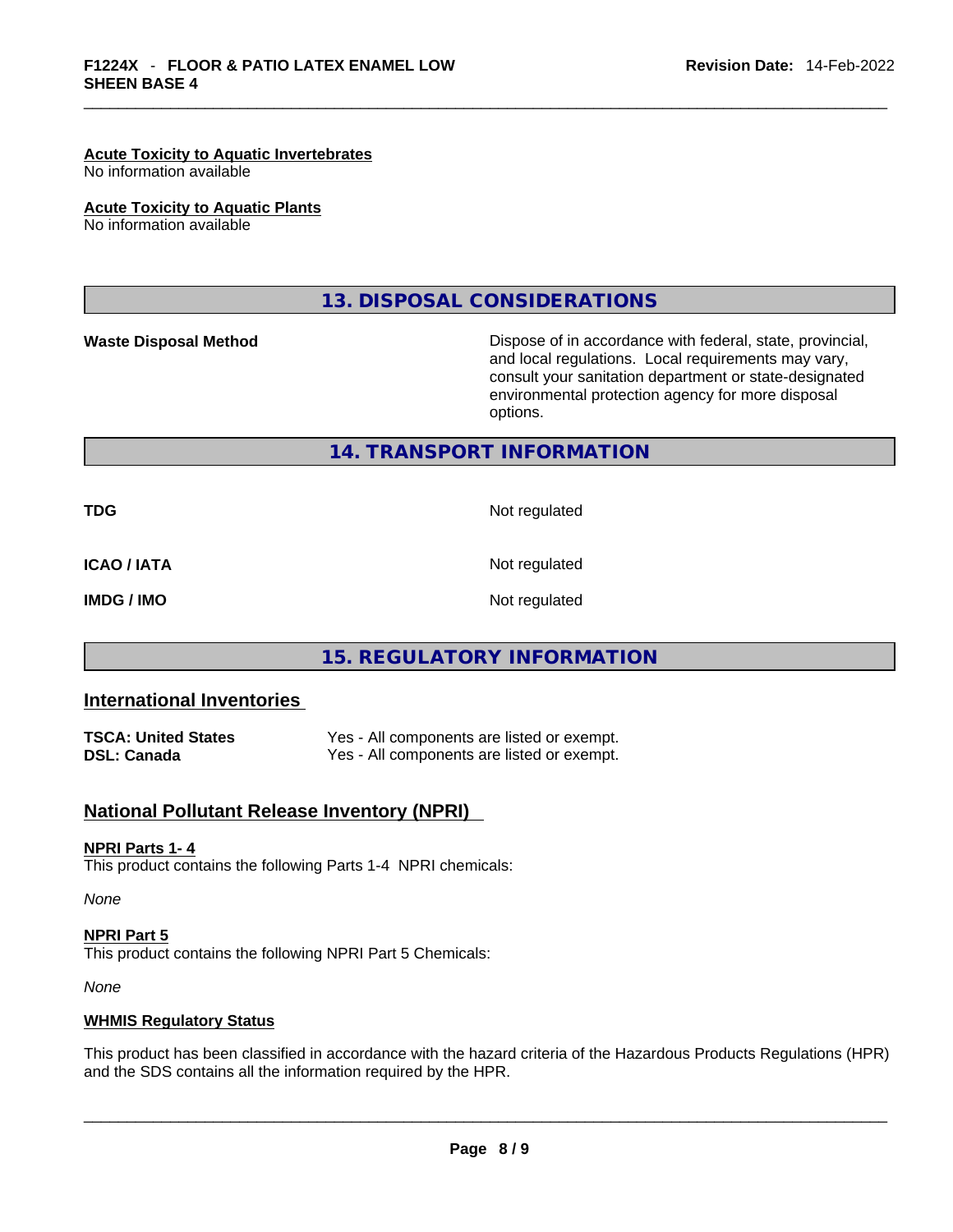**Acute Toxicity to Aquatic Invertebrates**
No information available

**Acute Toxicity to Aquatic Plants**
No information available

## 13. DISPOSAL CONSIDERATIONS

| | |
|---|---|
| **Waste Disposal Method** | Dispose of in accordance with federal, state, provincial, and local regulations. Local requirements may vary, consult your sanitation department or state-designated environmental protection agency for more disposal options. |

## 14. TRANSPORT INFORMATION

| | |
|---|---|
| **TDG** | Not regulated |
| **ICAO / IATA** | Not regulated |
| **IMDG / IMO** | Not regulated |

## 15. REGULATORY INFORMATION

### International Inventories

| | |
|---|---|
| **TSCA: United States** | Yes - All components are listed or exempt. |
| **DSL: Canada** | Yes - All components are listed or exempt. |

### National Pollutant Release Inventory (NPRI)

**NPRI Parts 1- 4**
This product contains the following Parts 1-4 NPRI chemicals:

*None*

**NPRI Part 5**
This product contains the following NPRI Part 5 Chemicals:

*None*

**WHMIS Regulatory Status**

This product has been classified in accordance with the hazard criteria of the Hazardous Products Regulations (HPR) and the SDS contains all the information required by the HPR.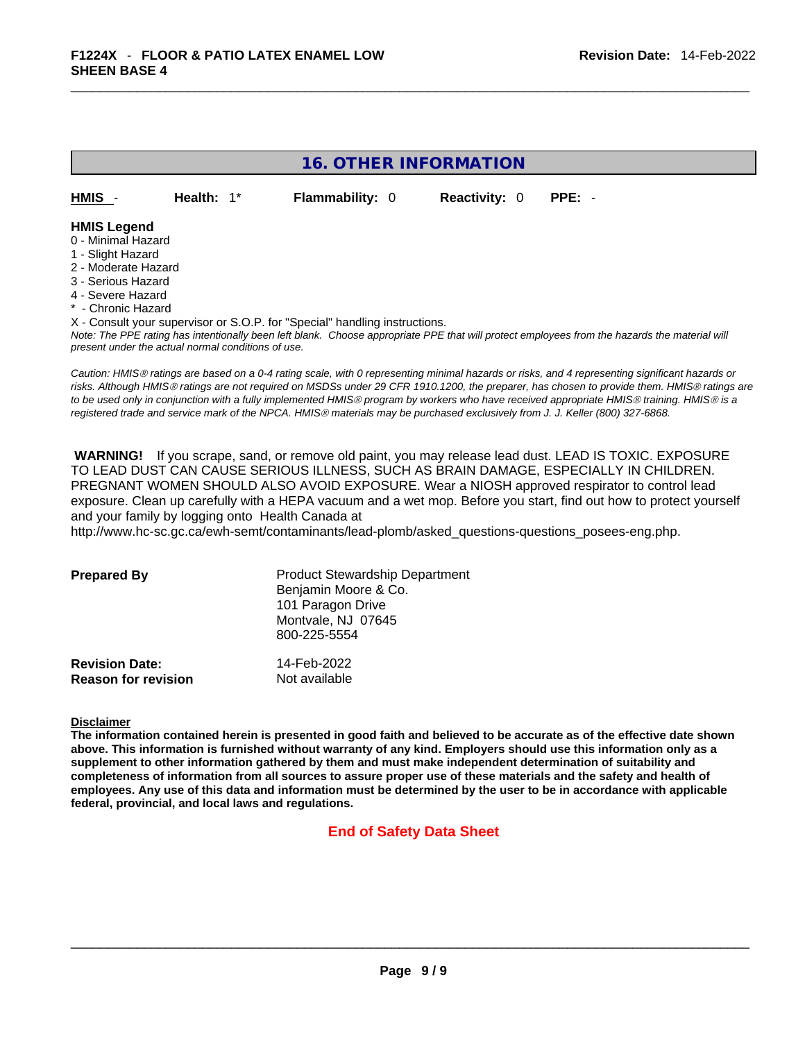## 16. OTHER INFORMATION

| | | | | |
|---|---|---|---|---|
| **HMIS** - | **Health:** 1* | **Flammability:** 0 | **Reactivity:** 0 | **PPE:** - |

**HMIS Legend**
0 - Minimal Hazard
1 - Slight Hazard
2 - Moderate Hazard
3 - Serious Hazard
4 - Severe Hazard
* - Chronic Hazard
X - Consult your supervisor or S.O.P. for "Special" handling instructions.

*Note: The PPE rating has intentionally been left blank. Choose appropriate PPE that will protect employees from the hazards the material will present under the actual normal conditions of use.*

*Caution: HMIS® ratings are based on a 0-4 rating scale, with 0 representing minimal hazards or risks, and 4 representing significant hazards or risks. Although HMIS® ratings are not required on MSDSs under 29 CFR 1910.1200, the preparer, has chosen to provide them. HMIS® ratings are to be used only in conjunction with a fully implemented HMIS® program by workers who have received appropriate HMIS® training. HMIS® is a registered trade and service mark of the NPCA. HMIS® materials may be purchased exclusively from J. J. Keller (800) 327-6868.*

**WARNING!** If you scrape, sand, or remove old paint, you may release lead dust. LEAD IS TOXIC. EXPOSURE TO LEAD DUST CAN CAUSE SERIOUS ILLNESS, SUCH AS BRAIN DAMAGE, ESPECIALLY IN CHILDREN. PREGNANT WOMEN SHOULD ALSO AVOID EXPOSURE. Wear a NIOSH approved respirator to control lead exposure. Clean up carefully with a HEPA vacuum and a wet mop. Before you start, find out how to protect yourself and your family by logging onto Health Canada at http://www.hc-sc.gc.ca/ewh-semt/contaminants/lead-plomb/asked_questions-questions_posees-eng.php.

**Prepared By**
Product Stewardship Department
Benjamin Moore & Co.
101 Paragon Drive
Montvale, NJ 07645
800-225-5554

**Revision Date:** 14-Feb-2022
**Reason for revision** Not available

**Disclaimer**

**The information contained herein is presented in good faith and believed to be accurate as of the effective date shown above. This information is furnished without warranty of any kind. Employers should use this information only as a supplement to other information gathered by them and must make independent determination of suitability and completeness of information from all sources to assure proper use of these materials and the safety and health of employees. Any use of this data and information must be determined by the user to be in accordance with applicable federal, provincial, and local laws and regulations.**

**End of Safety Data Sheet**